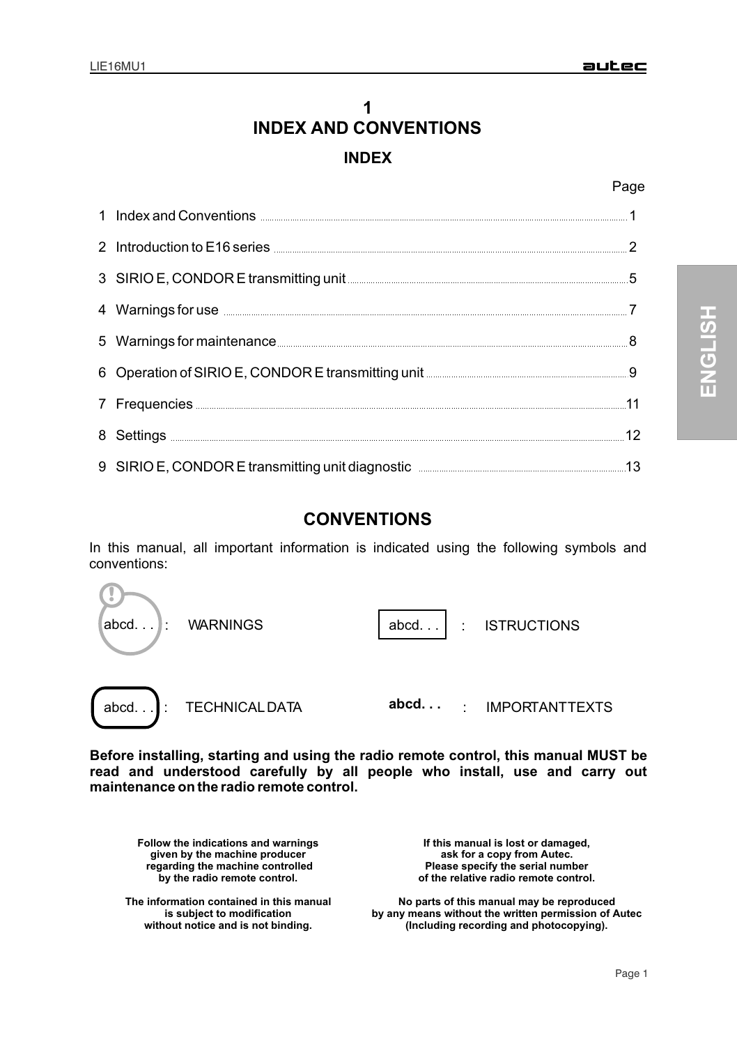# 1
# INDEX AND CONVENTIONS

## INDEX

| | | Page |
|---|---|---|
| 1 | Index and Conventions | 1 |
| 2 | Introduction to E16 series | 2 |
| 3 | SIRIO E, CONDOR E transmitting unit | 5 |
| 4 | Warnings for use | 7 |
| 5 | Warnings for maintenance | 8 |
| 6 | Operation of SIRIO E, CONDOR E transmitting unit | 9 |
| 7 | Frequencies | 11 |
| 8 | Settings | 12 |
| 9 | SIRIO E, CONDOR E transmitting unit diagnostic | 13 |

## CONVENTIONS

In this manual, all important information is indicated using the following symbols and conventions:

abcd. . . : WARNINGS

abcd. . . : ISTRUCTIONS

abcd. . . : TECHNICAL DATA

**abcd. . .** : IMPORTANT TEXTS

**Before installing, starting and using the radio remote control, this manual MUST be read and understood carefully by all people who install, use and carry out maintenance on the radio remote control.**

**Follow the indications and warnings given by the machine producer regarding the machine controlled by the radio remote control.**

**If this manual is lost or damaged, ask for a copy from Autec. Please specify the serial number of the relative radio remote control.**

**The information contained in this manual is subject to modification without notice and is not binding.**

**No parts of this manual may be reproduced by any means without the written permission of Autec (Including recording and photocopying).**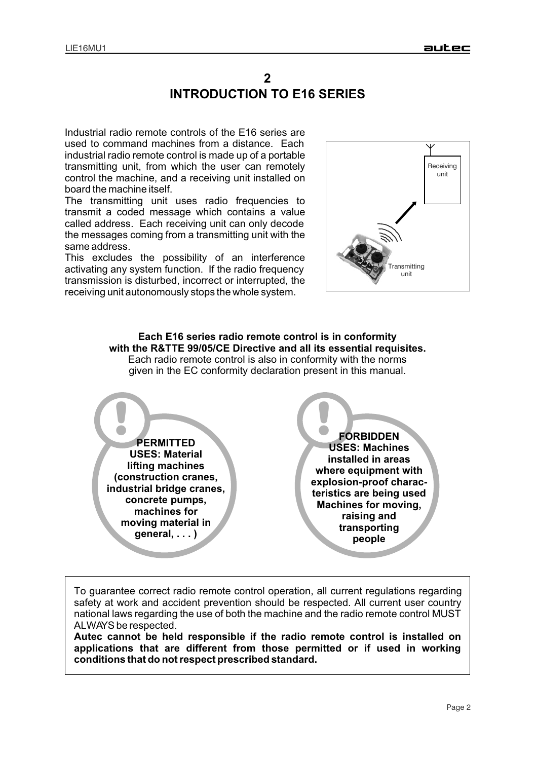# 2
# INTRODUCTION TO E16 SERIES

Industrial radio remote controls of the E16 series are used to command machines from a distance. Each industrial radio remote control is made up of a portable transmitting unit, from which the user can remotely control the machine, and a receiving unit installed on board the machine itself.

The transmitting unit uses radio frequencies to transmit a coded message which contains a value called address. Each receiving unit can only decode the messages coming from a transmitting unit with the same address.

This excludes the possibility of an interference activating any system function. If the radio frequency transmission is disturbed, incorrect or interrupted, the receiving unit autonomously stops the whole system.

Receiving unit

Transmitting unit

**Each E16 series radio remote control is in conformity with the R&TTE 99/05/CE Directive and all its essential requisites.**
Each radio remote control is also in conformity with the norms given in the EC conformity declaration present in this manual.

**PERMITTED USES: Material lifting machines (construction cranes, industrial bridge cranes, concrete pumps, machines for moving material in general, . . . )**

**FORBIDDEN USES: Machines installed in areas where equipment with explosion-proof characteristics are being used Machines for moving, raising and transporting people**

To guarantee correct radio remote control operation, all current regulations regarding safety at work and accident prevention should be respected. All current user country national laws regarding the use of both the machine and the radio remote control MUST ALWAYS be respected.

**Autec cannot be held responsible if the radio remote control is installed on applications that are different from those permitted or if used in working conditions that do not respect prescribed standard.**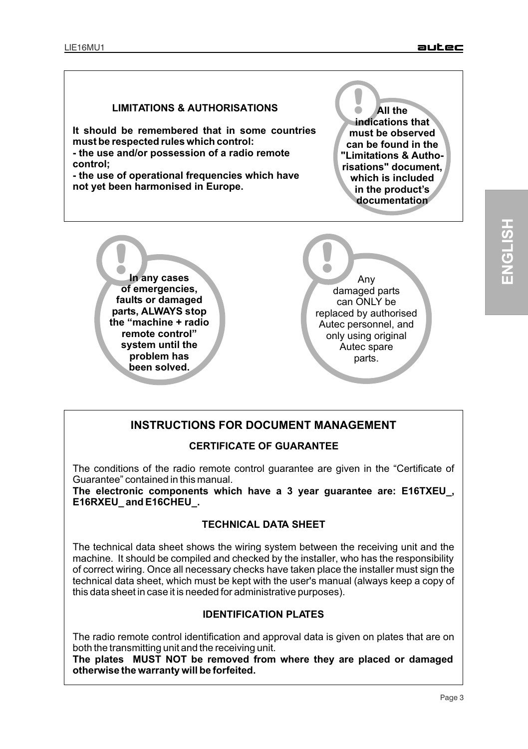## LIMITATIONS & AUTHORISATIONS

**It should be remembered that in some countries must be respected rules which control:**
**- the use and/or possession of a radio remote control;**
**- the use of operational frequencies which have not yet been harmonised in Europe.**

**All the indications that must be observed can be found in the "Limitations & Authorisations" document, which is included in the product's documentation**

**In any cases of emergencies, faults or damaged parts, ALWAYS stop the "machine + radio remote control" system until the problem has been solved.**

Any damaged parts can ONLY be replaced by authorised Autec personnel, and only using original Autec spare parts.

## INSTRUCTIONS FOR DOCUMENT MANAGEMENT

### CERTIFICATE OF GUARANTEE

The conditions of the radio remote control guarantee are given in the "Certificate of Guarantee" contained in this manual.
**The electronic components which have a 3 year guarantee are: E16TXEU_, E16RXEU_ and E16CHEU_.**

### TECHNICAL DATA SHEET

The technical data sheet shows the wiring system between the receiving unit and the machine. It should be compiled and checked by the installer, who has the responsibility of correct wiring. Once all necessary checks have taken place the installer must sign the technical data sheet, which must be kept with the user's manual (always keep a copy of this data sheet in case it is needed for administrative purposes).

### IDENTIFICATION PLATES

The radio remote control identification and approval data is given on plates that are on both the transmitting unit and the receiving unit.
**The plates MUST NOT be removed from where they are placed or damaged otherwise the warranty will be forfeited.**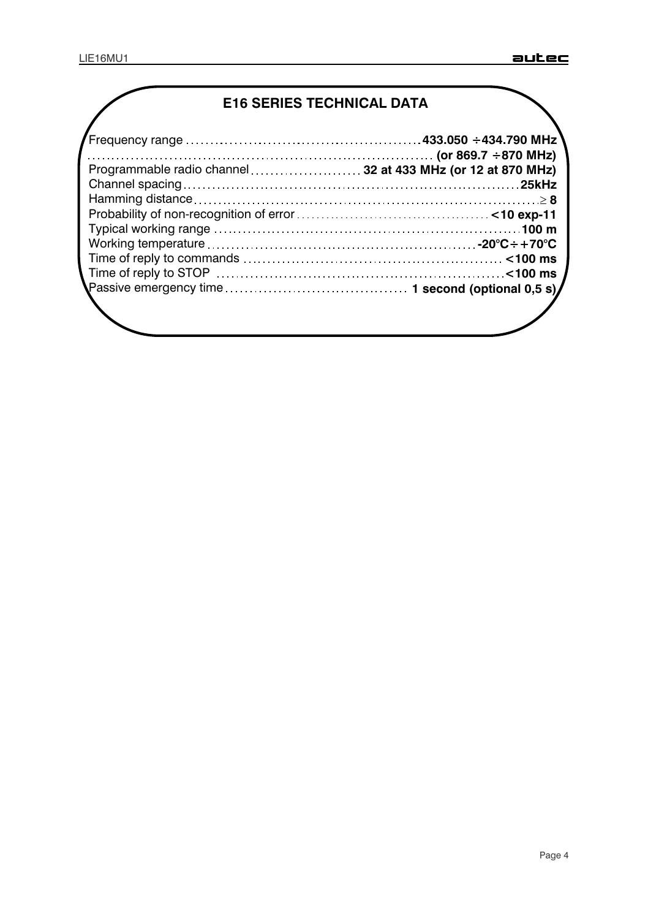## E16 SERIES TECHNICAL DATA

| | |
|---|---|
| Frequency range | **433.050 ÷434.790 MHz** |
| | **(or 869.7 ÷870 MHz)** |
| Programmable radio channel | **32 at 433 MHz (or 12 at 870 MHz)** |
| Channel spacing | **25kHz** |
| Hamming distance | **≥ 8** |
| Probability of non-recognition of error | **<10 exp-11** |
| Typical working range | **100 m** |
| Working temperature | **-20°C÷+70°C** |
| Time of reply to commands | **<100 ms** |
| Time of reply to STOP | **<100 ms** |
| Passive emergency time | **1 second (optional 0,5 s)** |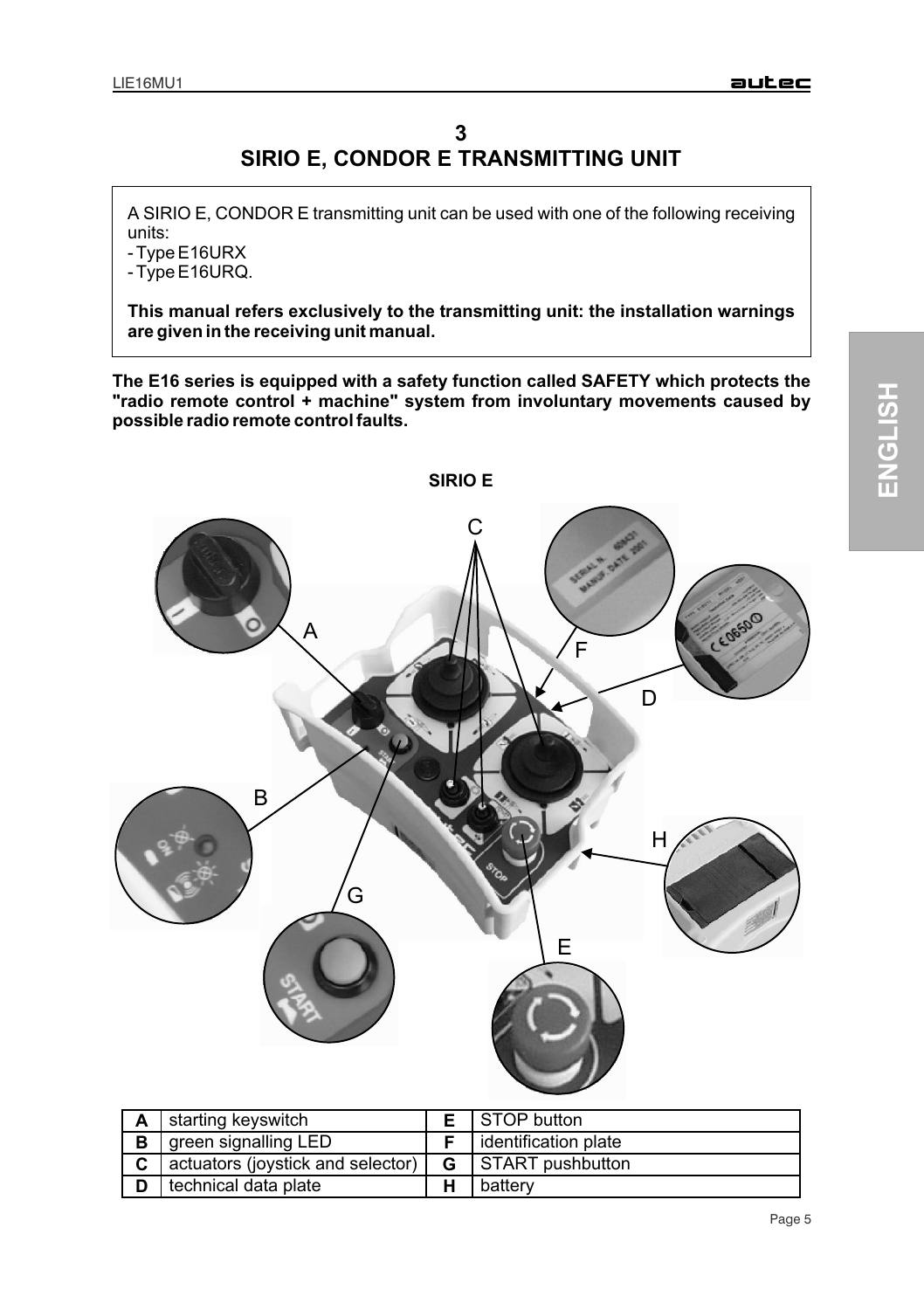# 3
# SIRIO E, CONDOR E TRANSMITTING UNIT

A SIRIO E, CONDOR E transmitting unit can be used with one of the following receiving units:
- Type E16URX
- Type E16URQ.

**This manual refers exclusively to the transmitting unit: the installation warnings are given in the receiving unit manual.**

**The E16 series is equipped with a safety function called SAFETY which protects the "radio remote control + machine" system from involuntary movements caused by possible radio remote control faults.**

**SIRIO E**

| A | starting keyswitch | E | STOP button |
|---|---|---|---|
| B | green signalling LED | F | identification plate |
| C | actuators (joystick and selector) | G | START pushbutton |
| D | technical data plate | H | battery |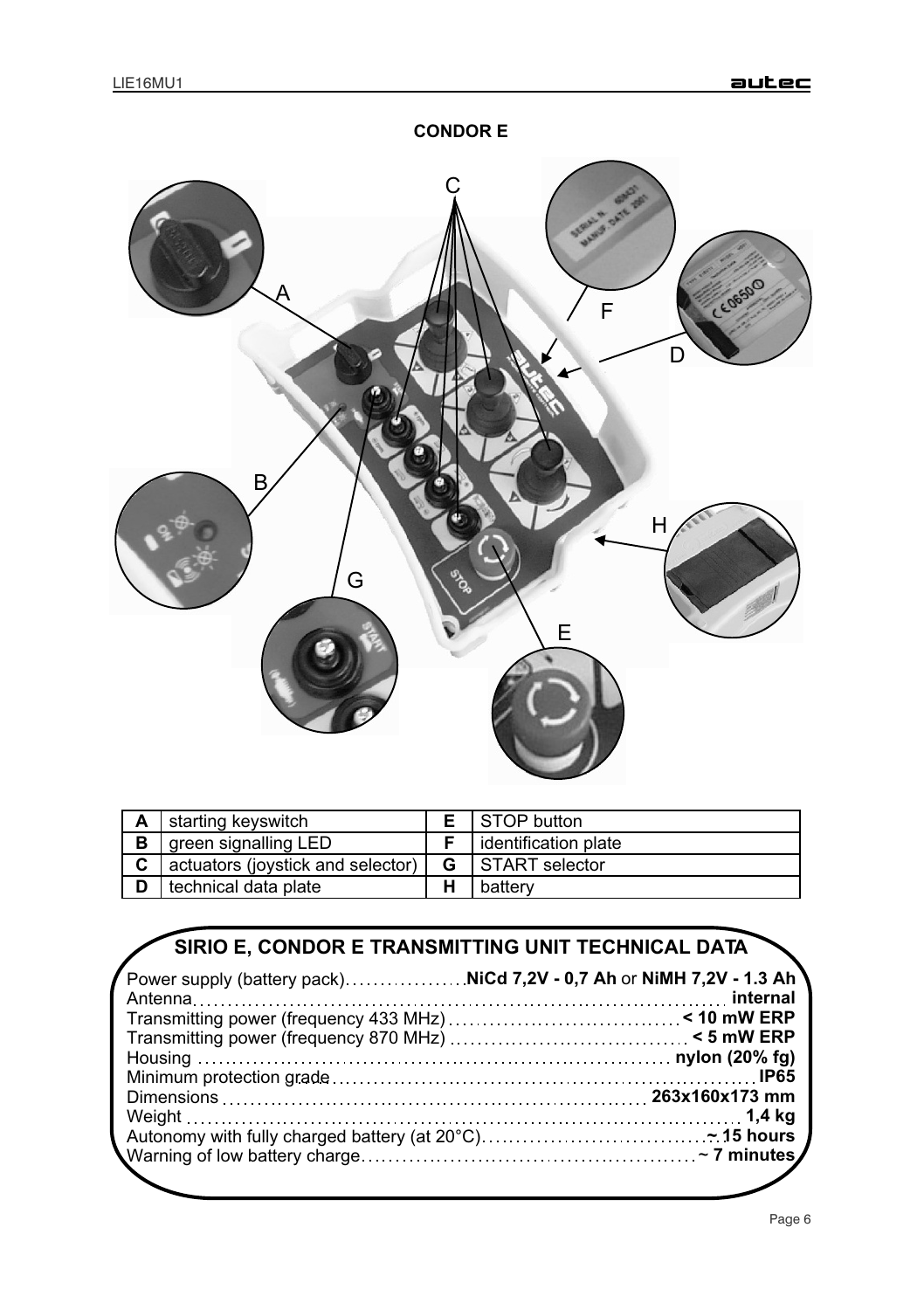## CONDOR E

| A | starting keyswitch | E | STOP button |
|---|---|---|---|
| B | green signalling LED | F | identification plate |
| C | actuators (joystick and selector) | G | START selector |
| D | technical data plate | H | battery |

### SIRIO E, CONDOR E TRANSMITTING UNIT TECHNICAL DATA

Power supply (battery pack) .................. **NiCd 7,2V - 0,7 Ah** or **NiMH 7,2V - 1.3 Ah**
Antenna .................................................. **internal**
Transmitting power (frequency 433 MHz) .................. **< 10 mW ERP**
Transmitting power (frequency 870 MHz) .................. **< 5 mW ERP**
Housing .................................................. **nylon (20% fg)**
Minimum protection grade .................................. **IP65**
Dimensions ................................................ **263x160x173 mm**
Weight .................................................... **1,4 kg**
Autonomy with fully charged battery (at 20°C) ............. **~ 15 hours**
Warning of low battery charge ............................. **~ 7 minutes**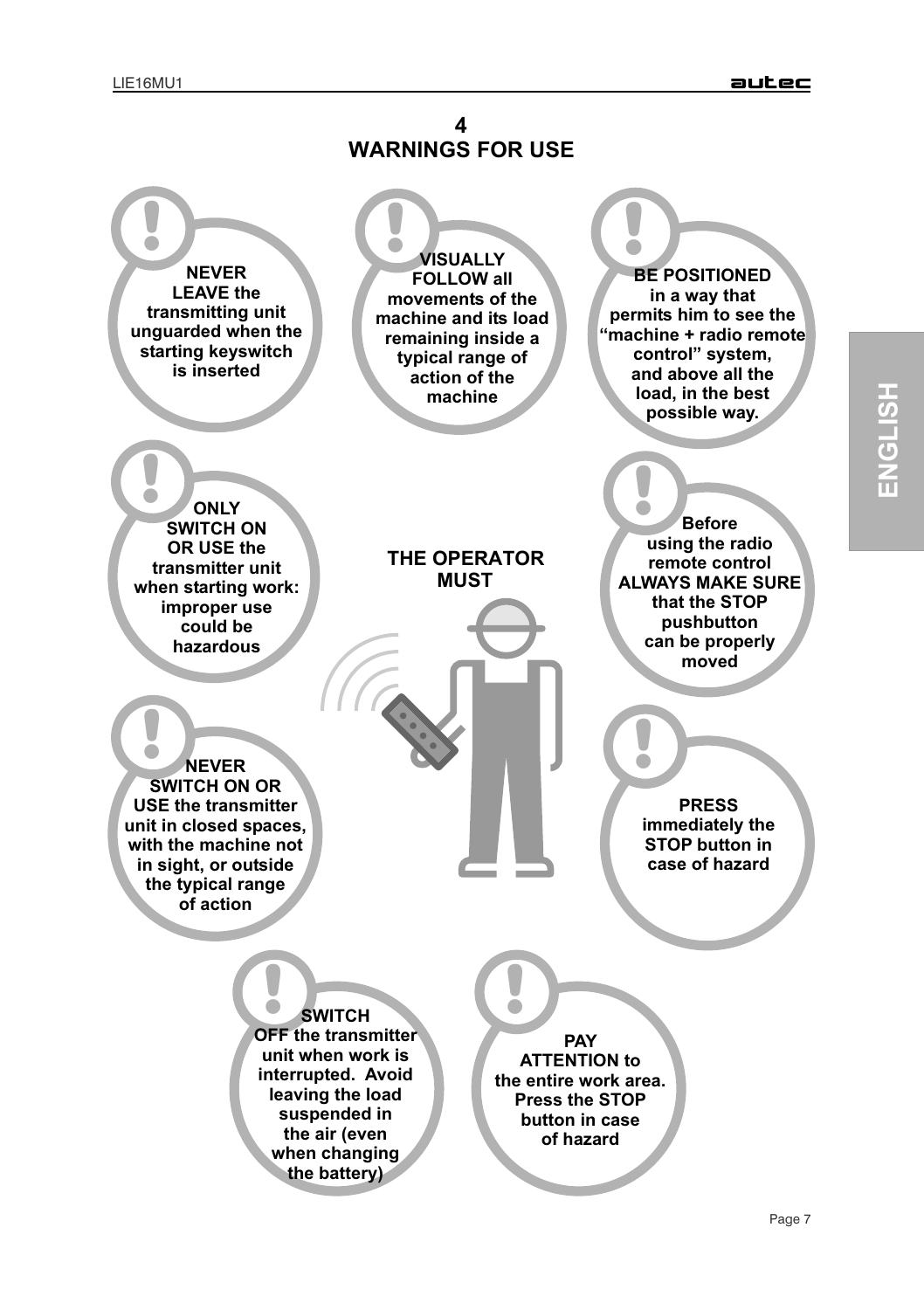# 4
# WARNINGS FOR USE

**THE OPERATOR MUST**

- **NEVER LEAVE the transmitting unit unguarded when the starting keyswitch is inserted**
- **VISUALLY FOLLOW all movements of the machine and its load remaining inside a typical range of action of the machine**
- **BE POSITIONED in a way that permits him to see the "machine + radio remote control" system, and above all the load, in the best possible way.**
- **ONLY SWITCH ON OR USE the transmitter unit when starting work: improper use could be hazardous**
- **Before using the radio remote control ALWAYS MAKE SURE that the STOP pushbutton can be properly moved**
- **NEVER SWITCH ON OR USE the transmitter unit in closed spaces, with the machine not in sight, or outside the typical range of action**
- **PRESS immediately the STOP button in case of hazard**
- **SWITCH OFF the transmitter unit when work is interrupted. Avoid leaving the load suspended in the air (even when changing the battery)**
- **PAY ATTENTION to the entire work area. Press the STOP button in case of hazard**

ENGLISH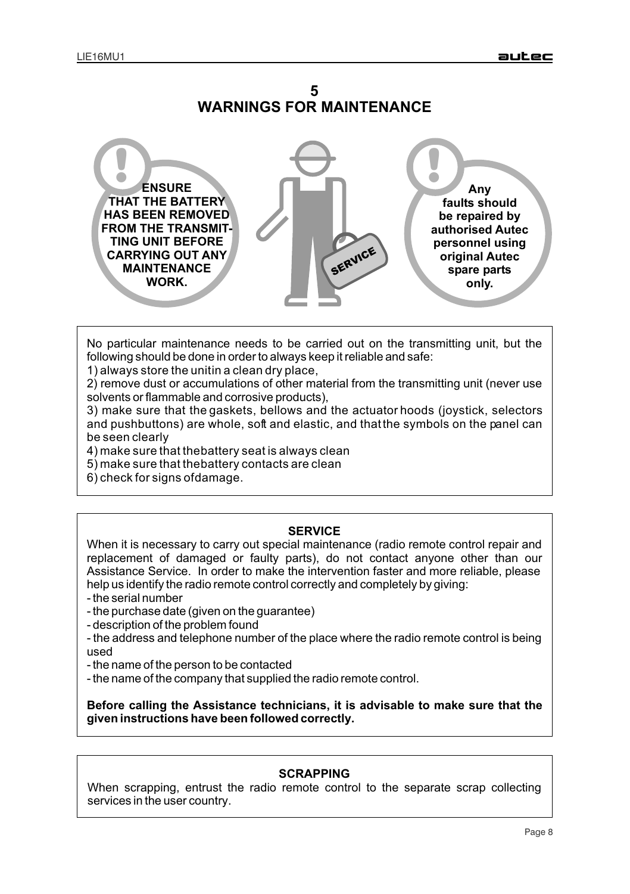# 5 WARNINGS FOR MAINTENANCE

**ENSURE THAT THE BATTERY HAS BEEN REMOVED FROM THE TRANSMITTING UNIT BEFORE CARRYING OUT ANY MAINTENANCE WORK.**

**Any faults should be repaired by authorised Autec personnel using original Autec spare parts only.**

No particular maintenance needs to be carried out on the transmitting unit, but the following should be done in order to always keep it reliable and safe:

1) always store the unitin a clean dry place,

2) remove dust or accumulations of other material from the transmitting unit (never use solvents or flammable and corrosive products),

3) make sure that the gaskets, bellows and the actuator hoods (joystick, selectors and pushbuttons) are whole, soft and elastic, and thatthe symbols on the panel can be seen clearly

4) make sure that thebattery seat is always clean

5) make sure that thebattery contacts are clean

6) check for signs ofdamage.

## SERVICE

When it is necessary to carry out special maintenance (radio remote control repair and replacement of damaged or faulty parts), do not contact anyone other than our Assistance Service. In order to make the intervention faster and more reliable, please help us identify the radio remote control correctly and completely by giving:

- the serial number
- the purchase date (given on the guarantee)
- description of the problem found
- the address and telephone number of the place where the radio remote control is being used
- the name of the person to be contacted
- the name of the company that supplied the radio remote control.

**Before calling the Assistance technicians, it is advisable to make sure that the given instructions have been followed correctly.**

## SCRAPPING

When scrapping, entrust the radio remote control to the separate scrap collecting services in the user country.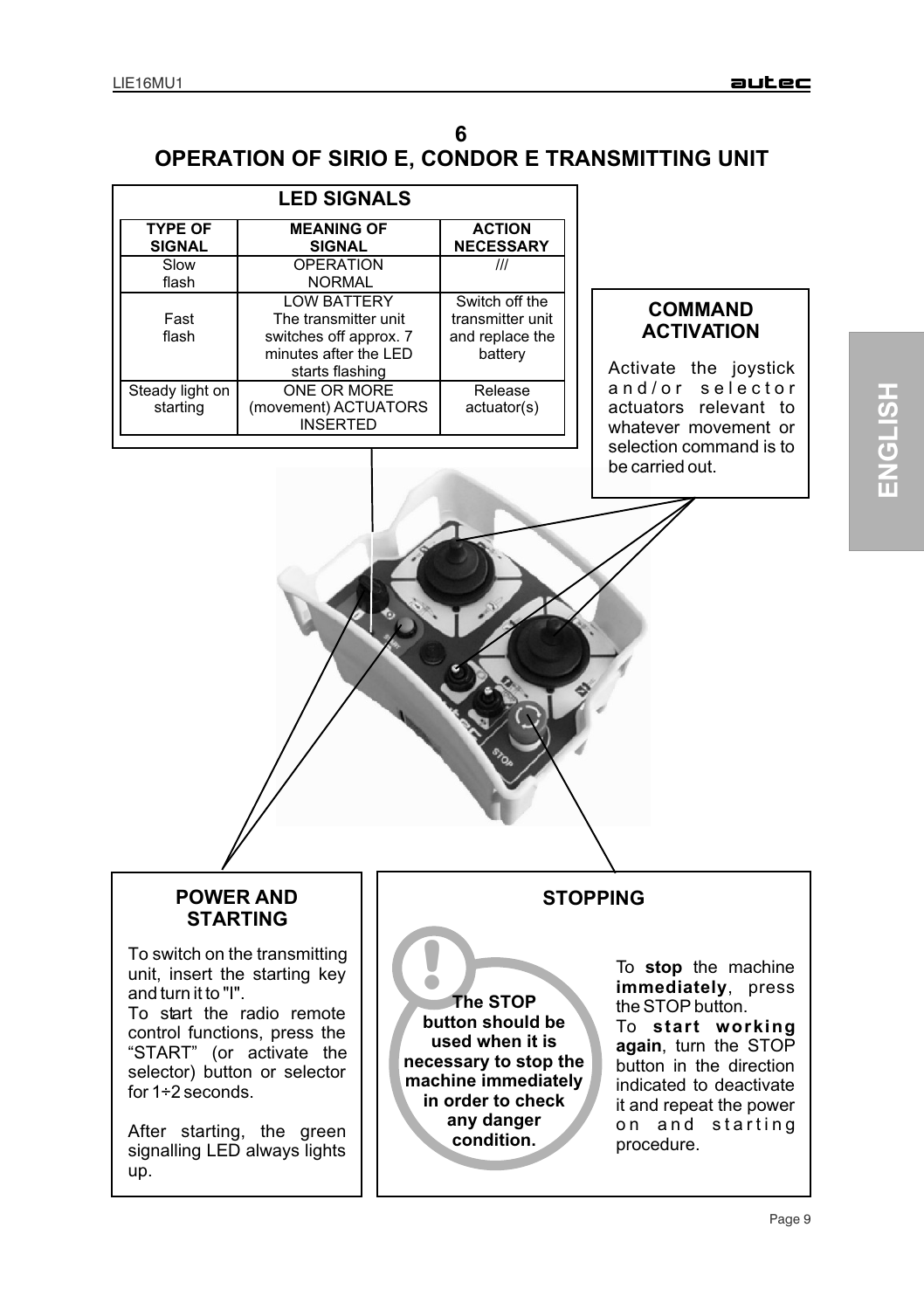# 6
# OPERATION OF SIRIO E, CONDOR E TRANSMITTING UNIT

## LED SIGNALS

| TYPE OF SIGNAL | MEANING OF SIGNAL | ACTION NECESSARY |
|---|---|---|
| Slow flash | OPERATION NORMAL | /// |
| Fast flash | LOW BATTERY The transmitter unit switches off approx. 7 minutes after the LED starts flashing | Switch off the transmitter unit and replace the battery |
| Steady light on starting | ONE OR MORE (movement) ACTUATORS INSERTED | Release actuator(s) |

## COMMAND ACTIVATION

Activate the joystick and/or selector actuators relevant to whatever movement or selection command is to be carried out.

## POWER AND STARTING

To switch on the transmitting unit, insert the starting key and turn it to "I".
To start the radio remote control functions, press the "START" (or activate the selector) button or selector for 1÷2 seconds.

After starting, the green signalling LED always lights up.

## STOPPING

**The STOP button should be used when it is necessary to stop the machine immediately in order to check any danger condition.**

To **stop** the machine **immediately**, press the STOP button.
To **start working again**, turn the STOP button in the direction indicated to deactivate it and repeat the power on and starting procedure.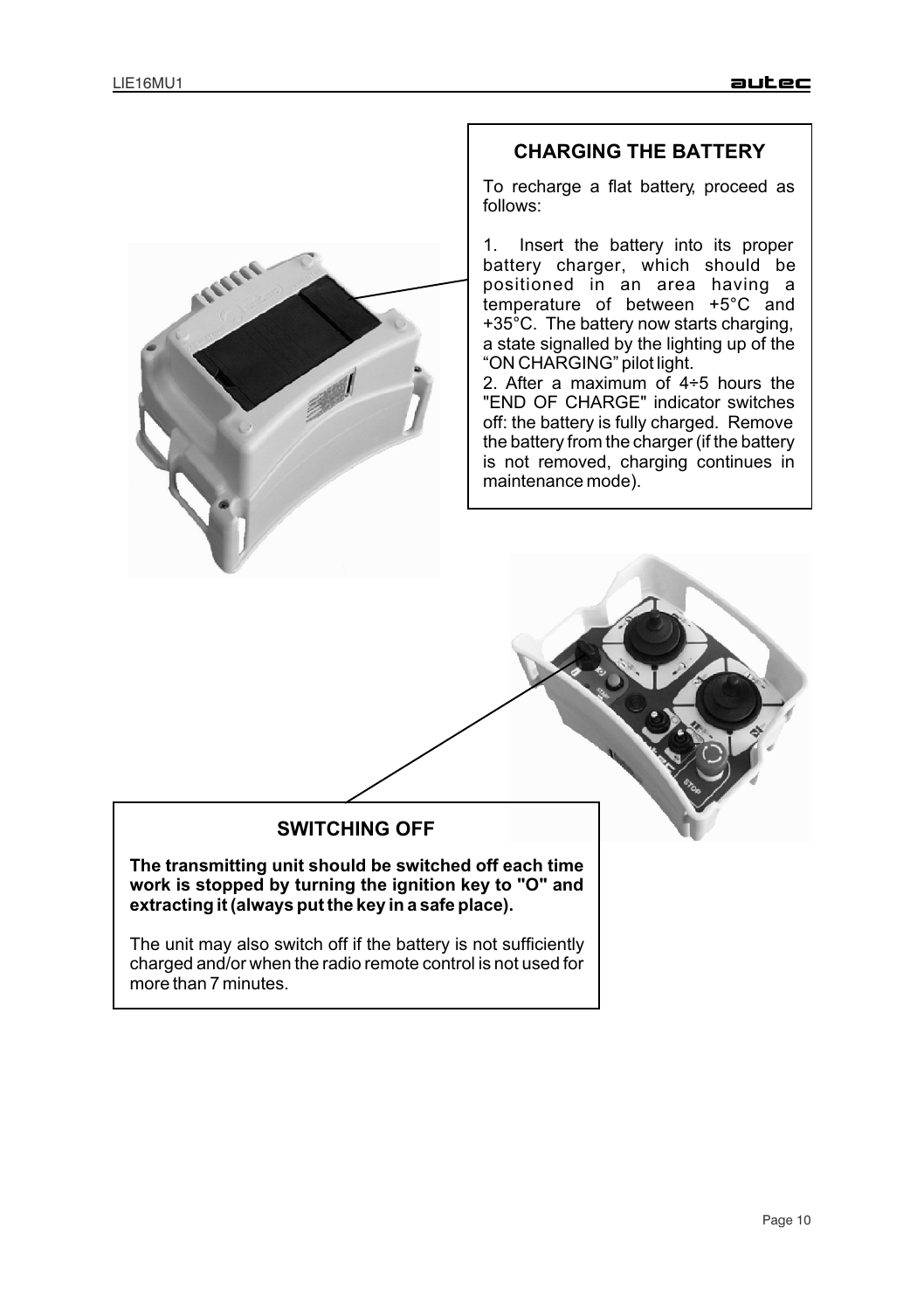## CHARGING THE BATTERY

To recharge a flat battery, proceed as follows:

1. Insert the battery into its proper battery charger, which should be positioned in an area having a temperature of between +5°C and +35°C. The battery now starts charging, a state signalled by the lighting up of the "ON CHARGING" pilot light.
2. After a maximum of 4÷5 hours the "END OF CHARGE" indicator switches off: the battery is fully charged. Remove the battery from the charger (if the battery is not removed, charging continues in maintenance mode).

## SWITCHING OFF

**The transmitting unit should be switched off each time work is stopped by turning the ignition key to "O" and extracting it (always put the key in a safe place).**

The unit may also switch off if the battery is not sufficiently charged and/or when the radio remote control is not used for more than 7 minutes.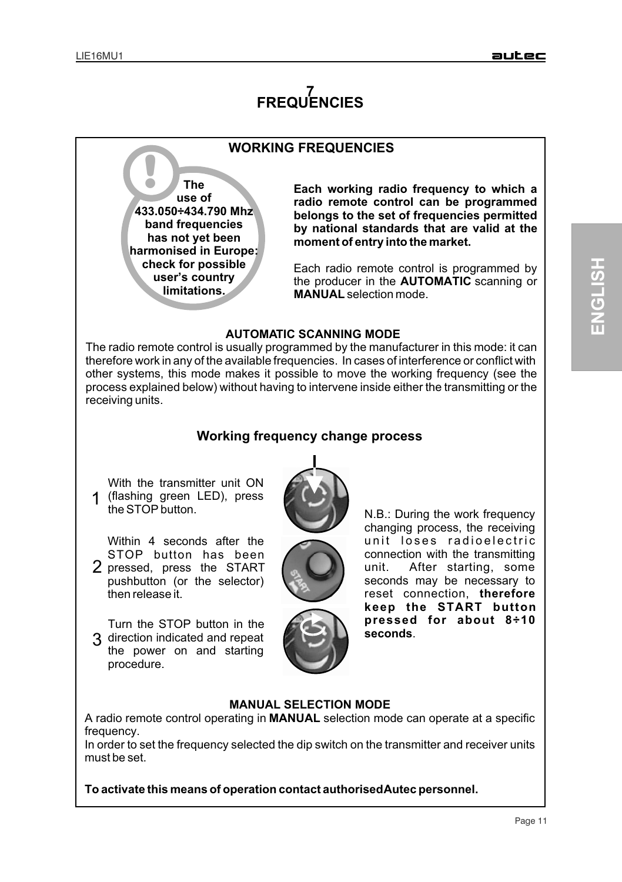# 7 FREQUENCIES

## WORKING FREQUENCIES

**The use of 433.050÷434.790 Mhz band frequencies has not yet been harmonised in Europe: check for possible user's country limitations.**

**Each working radio frequency to which a radio remote control can be programmed belongs to the set of frequencies permitted by national standards that are valid at the moment of entry into the market.**

Each radio remote control is programmed by the producer in the **AUTOMATIC** scanning or **MANUAL** selection mode.

### AUTOMATIC SCANNING MODE

The radio remote control is usually programmed by the manufacturer in this mode: it can therefore work in any of the available frequencies. In cases of interference or conflict with other systems, this mode makes it possible to move the working frequency (see the process explained below) without having to intervene inside either the transmitting or the receiving units.

### Working frequency change process

1. With the transmitter unit ON (flashing green LED), press the STOP button.
2. Within 4 seconds after the STOP button has been pressed, press the START pushbutton (or the selector) then release it.
3. Turn the STOP button in the direction indicated and repeat the power on and starting procedure.

N.B.: During the work frequency changing process, the receiving unit loses radioelectric connection with the transmitting unit. After starting, some seconds may be necessary to reset connection, **therefore keep the START button pressed for about 8÷10 seconds**.

### MANUAL SELECTION MODE

A radio remote control operating in **MANUAL** selection mode can operate at a specific frequency.

In order to set the frequency selected the dip switch on the transmitter and receiver units must be set.

**To activate this means of operation contact authorised Autec personnel.**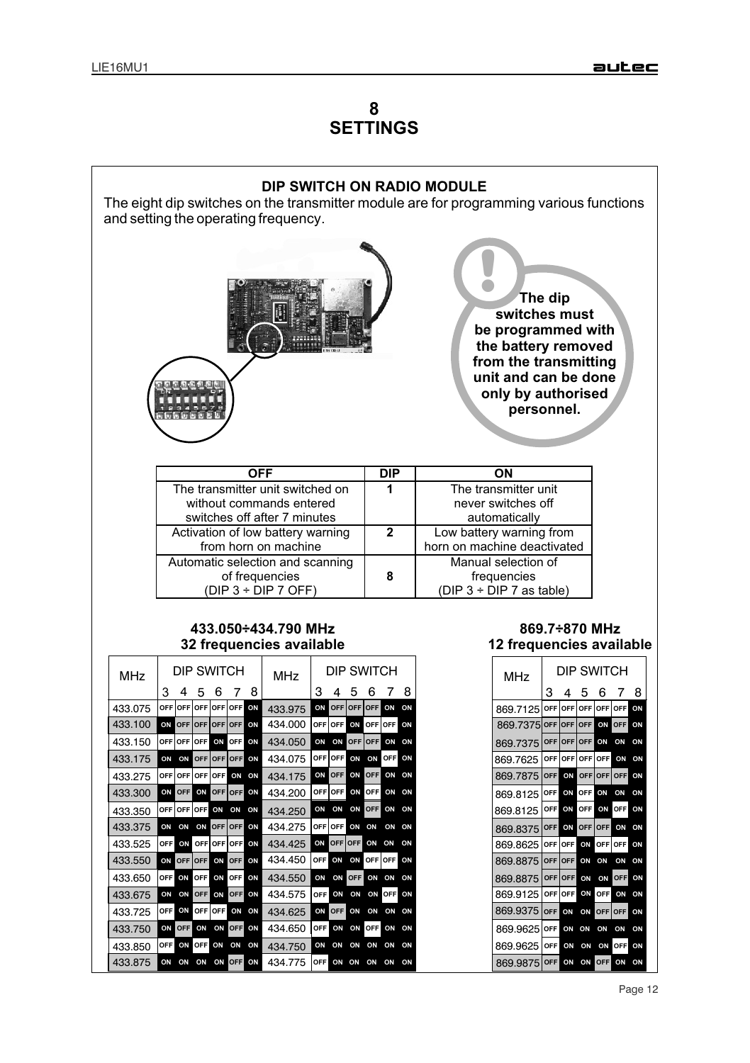# 8
# SETTINGS

## DIP SWITCH ON RADIO MODULE

The eight dip switches on the transmitter module are for programming various functions and setting the operating frequency.

**The dip switches must be programmed with the battery removed from the transmitting unit and can be done only by authorised personnel.**

| OFF | DIP | ON |
|---|---|---|
| The transmitter unit switched on without commands entered switches off after 7 minutes | 1 | The transmitter unit never switches off automatically |
| Activation of low battery warning from horn on machine | 2 | Low battery warning from horn on machine deactivated |
| Automatic selection and scanning of frequencies (DIP 3 ÷ DIP 7 OFF) | 8 | Manual selection of frequencies (DIP 3 ÷ DIP 7 as table) |

### 433.050÷434.790 MHz
### 32 frequencies available

| MHz | DIP SWITCH 3 | 4 | 5 | 6 | 7 | 8 | MHz | DIP SWITCH 3 | 4 | 5 | 6 | 7 | 8 |
|---|---|---|---|---|---|---|---|---|---|---|---|---|---|
| 433.075 | OFF | OFF | OFF | OFF | OFF | ON | 433.975 | ON | OFF | OFF | OFF | ON | ON |
| 433.100 | ON | OFF | OFF | OFF | OFF | ON | 434.000 | OFF | OFF | ON | OFF | OFF | ON |
| 433.150 | OFF | OFF | OFF | ON | OFF | ON | 434.050 | ON | ON | OFF | OFF | ON | ON |
| 433.175 | ON | ON | OFF | OFF | OFF | ON | 434.075 | OFF | OFF | ON | ON | OFF | ON |
| 433.275 | OFF | OFF | OFF | OFF | ON | ON | 434.175 | ON | OFF | ON | OFF | ON | ON |
| 433.300 | ON | OFF | ON | OFF | OFF | ON | 434.200 | OFF | OFF | ON | OFF | ON | ON |
| 433.350 | OFF | OFF | OFF | ON | ON | ON | 434.250 | ON | ON | ON | OFF | ON | ON |
| 433.375 | ON | ON | ON | OFF | OFF | ON | 434.275 | OFF | OFF | ON | ON | ON | ON |
| 433.525 | OFF | ON | OFF | OFF | OFF | ON | 434.425 | ON | OFF | OFF | ON | ON | ON |
| 433.550 | ON | OFF | OFF | ON | OFF | ON | 434.450 | OFF | ON | ON | OFF | OFF | ON |
| 433.650 | OFF | ON | OFF | ON | OFF | ON | 434.550 | ON | ON | OFF | ON | ON | ON |
| 433.675 | ON | ON | OFF | ON | OFF | ON | 434.575 | OFF | ON | ON | ON | OFF | ON |
| 433.725 | OFF | ON | OFF | OFF | ON | ON | 434.625 | ON | OFF | ON | ON | ON | ON |
| 433.750 | ON | OFF | ON | ON | OFF | ON | 434.650 | OFF | ON | ON | OFF | ON | ON |
| 433.850 | OFF | ON | OFF | ON | ON | ON | 434.750 | ON | ON | ON | ON | ON | ON |
| 433.875 | ON | ON | ON | ON | OFF | ON | 434.775 | OFF | ON | ON | ON | ON | ON |

### 869.7÷870 MHz
### 12 frequencies available

| MHz | DIP SWITCH 3 | 4 | 5 | 6 | 7 | 8 |
|---|---|---|---|---|---|---|
| 869.7125 | OFF | OFF | OFF | OFF | OFF | ON |
| 869.7375 | OFF | OFF | OFF | ON | OFF | ON |
| 869.7375 | OFF | OFF | OFF | ON | ON | ON |
| 869.7625 | OFF | OFF | OFF | OFF | ON | ON |
| 869.7875 | OFF | ON | OFF | OFF | OFF | ON |
| 869.8125 | OFF | ON | OFF | ON | ON | ON |
| 869.8125 | OFF | ON | OFF | ON | OFF | ON |
| 869.8375 | OFF | ON | OFF | OFF | ON | ON |
| 869.8625 | OFF | OFF | ON | OFF | OFF | ON |
| 869.8875 | OFF | OFF | ON | ON | ON | ON |
| 869.8875 | OFF | OFF | ON | ON | OFF | ON |
| 869.9125 | OFF | OFF | ON | OFF | ON | ON |
| 869.9375 | OFF | ON | ON | OFF | OFF | ON |
| 869.9625 | OFF | ON | ON | ON | ON | ON |
| 869.9625 | OFF | ON | ON | ON | OFF | ON |
| 869.9875 | OFF | ON | ON | OFF | ON | ON |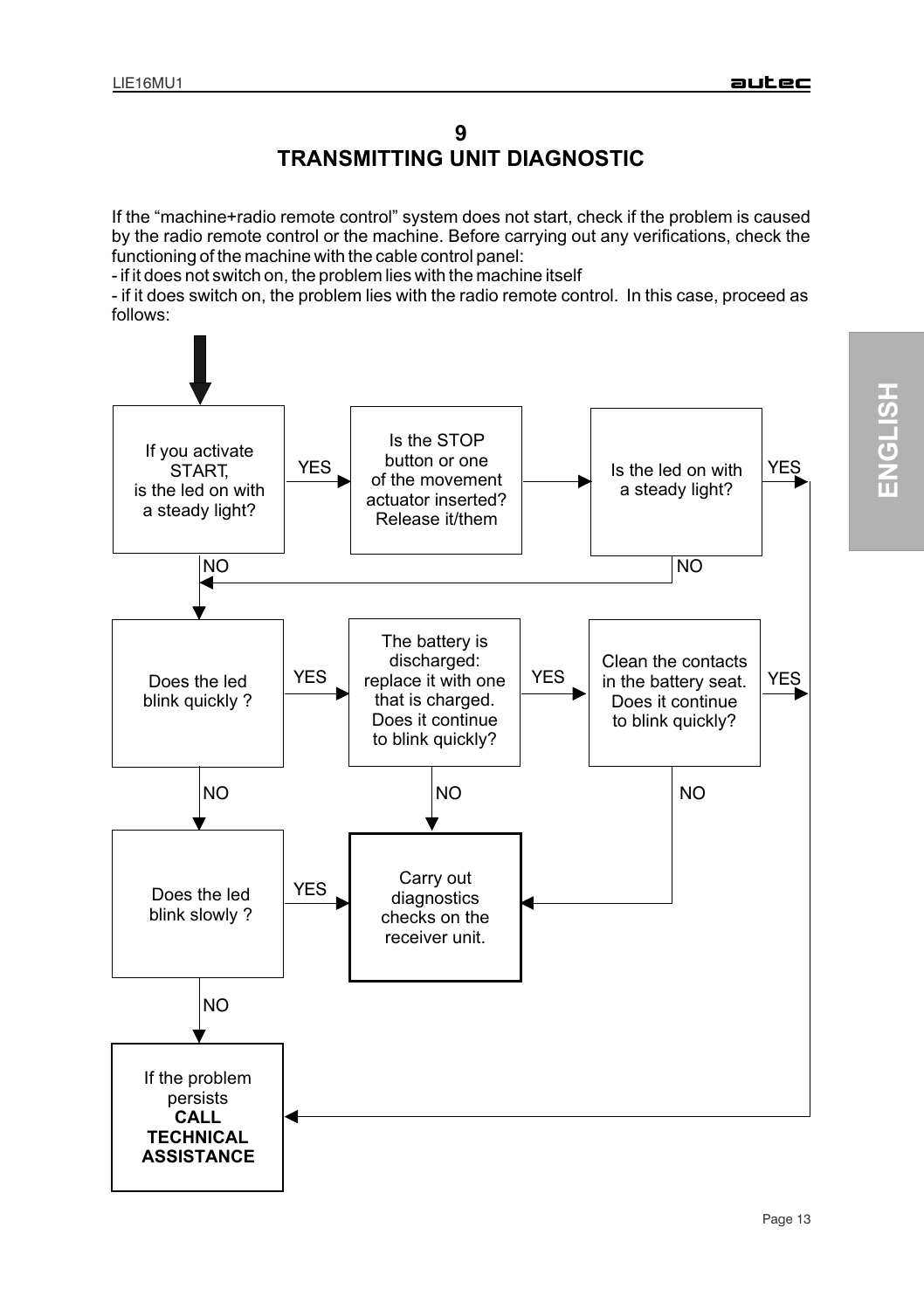# 9
# TRANSMITTING UNIT DIAGNOSTIC

If the “machine+radio remote control” system does not start, check if the problem is caused by the radio remote control or the machine. Before carrying out any verifications, check the functioning of the machine with the cable control panel:

- if it does not switch on, the problem lies with the machine itself
- if it does switch on, the problem lies with the radio remote control. In this case, proceed as follows:

If you activate START, is the led on with a steady light?

YES

Is the STOP button or one of the movement actuator inserted? Release it/them

Is the led on with a steady light?

YES

NO

NO

Does the led blink quickly ?

YES

The battery is discharged: replace it with one that is charged. Does it continue to blink quickly?

YES

Clean the contacts in the battery seat. Does it continue to blink quickly?

YES

NO

NO

NO

Does the led blink slowly ?

YES

Carry out diagnostics checks on the receiver unit.

NO

If the problem persists **CALL TECHNICAL ASSISTANCE**

ENGLISH